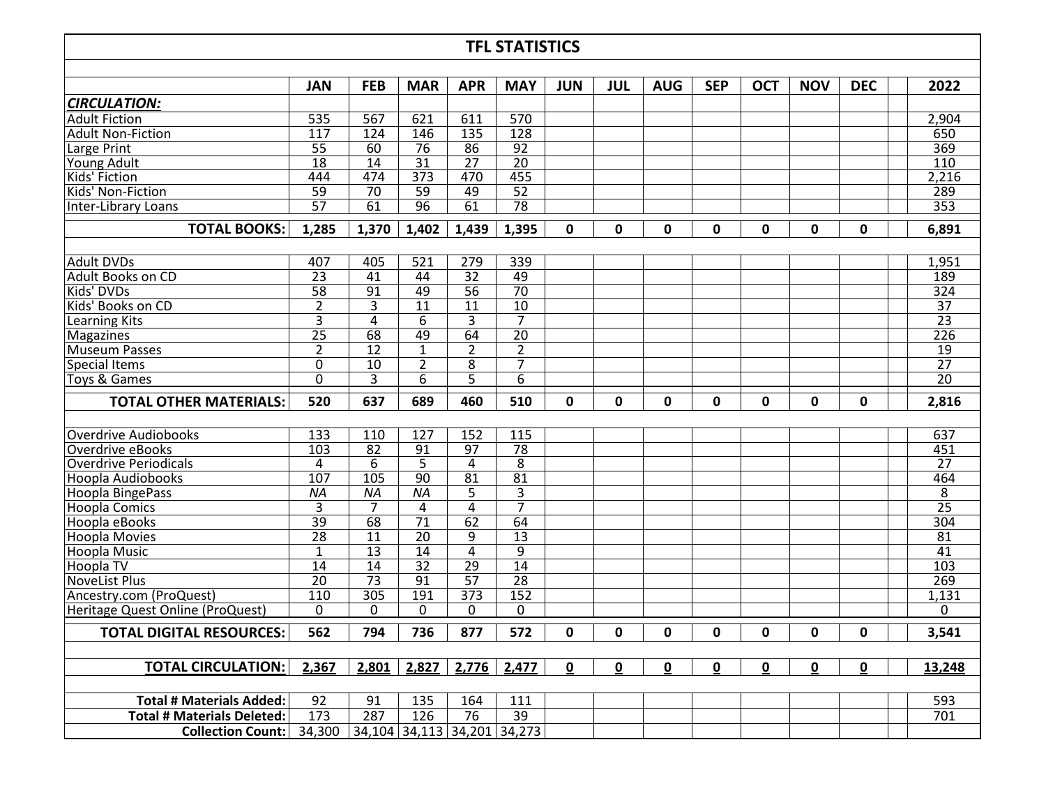# TFL STATISTICS

| | JAN | FEB | MAR | APR | MAY | JUN | JUL | AUG | SEP | OCT | NOV | DEC | | 2022 |
|---|---|---|---|---|---|---|---|---|---|---|---|---|---|---|
| ***CIRCULATION:*** | | | | | | | | | | | | | | |
| Adult Fiction | 535 | 567 | 621 | 611 | 570 | | | | | | | | | 2,904 |
| Adult Non-Fiction | 117 | 124 | 146 | 135 | 128 | | | | | | | | | 650 |
| Large Print | 55 | 60 | 76 | 86 | 92 | | | | | | | | | 369 |
| Young Adult | 18 | 14 | 31 | 27 | 20 | | | | | | | | | 110 |
| Kids' Fiction | 444 | 474 | 373 | 470 | 455 | | | | | | | | | 2,216 |
| Kids' Non-Fiction | 59 | 70 | 59 | 49 | 52 | | | | | | | | | 289 |
| Inter-Library Loans | 57 | 61 | 96 | 61 | 78 | | | | | | | | | 353 |
| **TOTAL BOOKS:** | **1,285** | **1,370** | **1,402** | **1,439** | **1,395** | **0** | **0** | **0** | **0** | **0** | **0** | **0** | | **6,891** |
| Adult DVDs | 407 | 405 | 521 | 279 | 339 | | | | | | | | | 1,951 |
| Adult Books on CD | 23 | 41 | 44 | 32 | 49 | | | | | | | | | 189 |
| Kids' DVDs | 58 | 91 | 49 | 56 | 70 | | | | | | | | | 324 |
| Kids' Books on CD | 2 | 3 | 11 | 11 | 10 | | | | | | | | | 37 |
| Learning Kits | 3 | 4 | 6 | 3 | 7 | | | | | | | | | 23 |
| Magazines | 25 | 68 | 49 | 64 | 20 | | | | | | | | | 226 |
| Museum Passes | 2 | 12 | 1 | 2 | 2 | | | | | | | | | 19 |
| Special Items | 0 | 10 | 2 | 8 | 7 | | | | | | | | | 27 |
| Toys & Games | 0 | 3 | 6 | 5 | 6 | | | | | | | | | 20 |
| **TOTAL OTHER MATERIALS:** | **520** | **637** | **689** | **460** | **510** | **0** | **0** | **0** | **0** | **0** | **0** | **0** | | **2,816** |
| Overdrive Audiobooks | 133 | 110 | 127 | 152 | 115 | | | | | | | | | 637 |
| Overdrive eBooks | 103 | 82 | 91 | 97 | 78 | | | | | | | | | 451 |
| Overdrive Periodicals | 4 | 6 | 5 | 4 | 8 | | | | | | | | | 27 |
| Hoopla Audiobooks | 107 | 105 | 90 | 81 | 81 | | | | | | | | | 464 |
| Hoopla BingePass | *NA* | *NA* | *NA* | 5 | 3 | | | | | | | | | 8 |
| Hoopla Comics | 3 | 7 | 4 | 4 | 7 | | | | | | | | | 25 |
| Hoopla eBooks | 39 | 68 | 71 | 62 | 64 | | | | | | | | | 304 |
| Hoopla Movies | 28 | 11 | 20 | 9 | 13 | | | | | | | | | 81 |
| Hoopla Music | 1 | 13 | 14 | 4 | 9 | | | | | | | | | 41 |
| Hoopla TV | 14 | 14 | 32 | 29 | 14 | | | | | | | | | 103 |
| NoveList Plus | 20 | 73 | 91 | 57 | 28 | | | | | | | | | 269 |
| Ancestry.com (ProQuest) | 110 | 305 | 191 | 373 | 152 | | | | | | | | | 1,131 |
| Heritage Quest Online (ProQuest) | 0 | 0 | 0 | 0 | 0 | | | | | | | | | 0 |
| **TOTAL DIGITAL RESOURCES:** | **562** | **794** | **736** | **877** | **572** | **0** | **0** | **0** | **0** | **0** | **0** | **0** | | **3,541** |
| **TOTAL CIRCULATION:** | **2,367** | **2,801** | **2,827** | **2,776** | **2,477** | **0** | **0** | **0** | **0** | **0** | **0** | **0** | | **13,248** |
| **Total # Materials Added:** | 92 | 91 | 135 | 164 | 111 | | | | | | | | | 593 |
| **Total # Materials Deleted:** | 173 | 287 | 126 | 76 | 39 | | | | | | | | | 701 |
| **Collection Count:** | 34,300 | 34,104 | 34,113 | 34,201 | 34,273 | | | | | | | | | |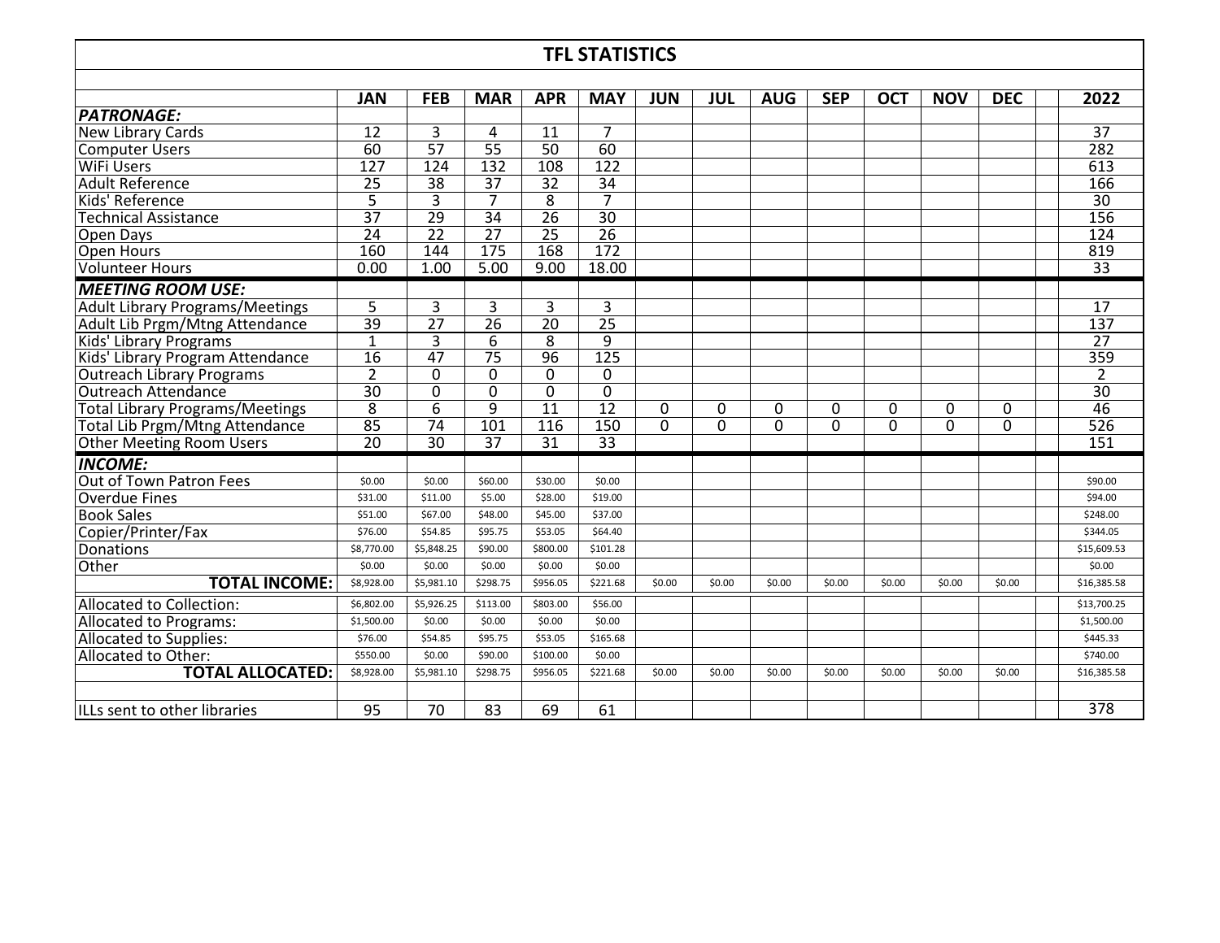# TFL STATISTICS

| | JAN | FEB | MAR | APR | MAY | JUN | JUL | AUG | SEP | OCT | NOV | DEC | | 2022 |
|---|---|---|---|---|---|---|---|---|---|---|---|---|---|---|
| ***PATRONAGE:*** | | | | | | | | | | | | | | |
| New Library Cards | 12 | 3 | 4 | 11 | 7 | | | | | | | | | 37 |
| Computer Users | 60 | 57 | 55 | 50 | 60 | | | | | | | | | 282 |
| WiFi Users | 127 | 124 | 132 | 108 | 122 | | | | | | | | | 613 |
| Adult Reference | 25 | 38 | 37 | 32 | 34 | | | | | | | | | 166 |
| Kids' Reference | 5 | 3 | 7 | 8 | 7 | | | | | | | | | 30 |
| Technical Assistance | 37 | 29 | 34 | 26 | 30 | | | | | | | | | 156 |
| Open Days | 24 | 22 | 27 | 25 | 26 | | | | | | | | | 124 |
| Open Hours | 160 | 144 | 175 | 168 | 172 | | | | | | | | | 819 |
| Volunteer Hours | 0.00 | 1.00 | 5.00 | 9.00 | 18.00 | | | | | | | | | 33 |
| ***MEETING ROOM USE:*** | | | | | | | | | | | | | | |
| Adult Library Programs/Meetings | 5 | 3 | 3 | 3 | 3 | | | | | | | | | 17 |
| Adult Lib Prgm/Mtng Attendance | 39 | 27 | 26 | 20 | 25 | | | | | | | | | 137 |
| Kids' Library Programs | 1 | 3 | 6 | 8 | 9 | | | | | | | | | 27 |
| Kids' Library Program Attendance | 16 | 47 | 75 | 96 | 125 | | | | | | | | | 359 |
| Outreach Library Programs | 2 | 0 | 0 | 0 | 0 | | | | | | | | | 2 |
| Outreach Attendance | 30 | 0 | 0 | 0 | 0 | | | | | | | | | 30 |
| Total Library Programs/Meetings | 8 | 6 | 9 | 11 | 12 | 0 | 0 | 0 | 0 | 0 | 0 | 0 | | 46 |
| Total Lib Prgm/Mtng Attendance | 85 | 74 | 101 | 116 | 150 | 0 | 0 | 0 | 0 | 0 | 0 | 0 | | 526 |
| Other Meeting Room Users | 20 | 30 | 37 | 31 | 33 | | | | | | | | | 151 |
| ***INCOME:*** | | | | | | | | | | | | | | |
| Out of Town Patron Fees | $0.00 | $0.00 | $60.00 | $30.00 | $0.00 | | | | | | | | | $90.00 |
| Overdue Fines | $31.00 | $11.00 | $5.00 | $28.00 | $19.00 | | | | | | | | | $94.00 |
| Book Sales | $51.00 | $67.00 | $48.00 | $45.00 | $37.00 | | | | | | | | | $248.00 |
| Copier/Printer/Fax | $76.00 | $54.85 | $95.75 | $53.05 | $64.40 | | | | | | | | | $344.05 |
| Donations | $8,770.00 | $5,848.25 | $90.00 | $800.00 | $101.28 | | | | | | | | | $15,609.53 |
| Other | $0.00 | $0.00 | $0.00 | $0.00 | $0.00 | | | | | | | | | $0.00 |
| **TOTAL INCOME:** | $8,928.00 | $5,981.10 | $298.75 | $956.05 | $221.68 | $0.00 | $0.00 | $0.00 | $0.00 | $0.00 | $0.00 | $0.00 | | $16,385.58 |
| Allocated to Collection: | $6,802.00 | $5,926.25 | $113.00 | $803.00 | $56.00 | | | | | | | | | $13,700.25 |
| Allocated to Programs: | $1,500.00 | $0.00 | $0.00 | $0.00 | $0.00 | | | | | | | | | $1,500.00 |
| Allocated to Supplies: | $76.00 | $54.85 | $95.75 | $53.05 | $165.68 | | | | | | | | | $445.33 |
| Allocated to Other: | $550.00 | $0.00 | $90.00 | $100.00 | $0.00 | | | | | | | | | $740.00 |
| **TOTAL ALLOCATED:** | $8,928.00 | $5,981.10 | $298.75 | $956.05 | $221.68 | $0.00 | $0.00 | $0.00 | $0.00 | $0.00 | $0.00 | $0.00 | | $16,385.58 |
| | | | | | | | | | | | | | | |
| ILLs sent to other libraries | 95 | 70 | 83 | 69 | 61 | | | | | | | | | 378 |